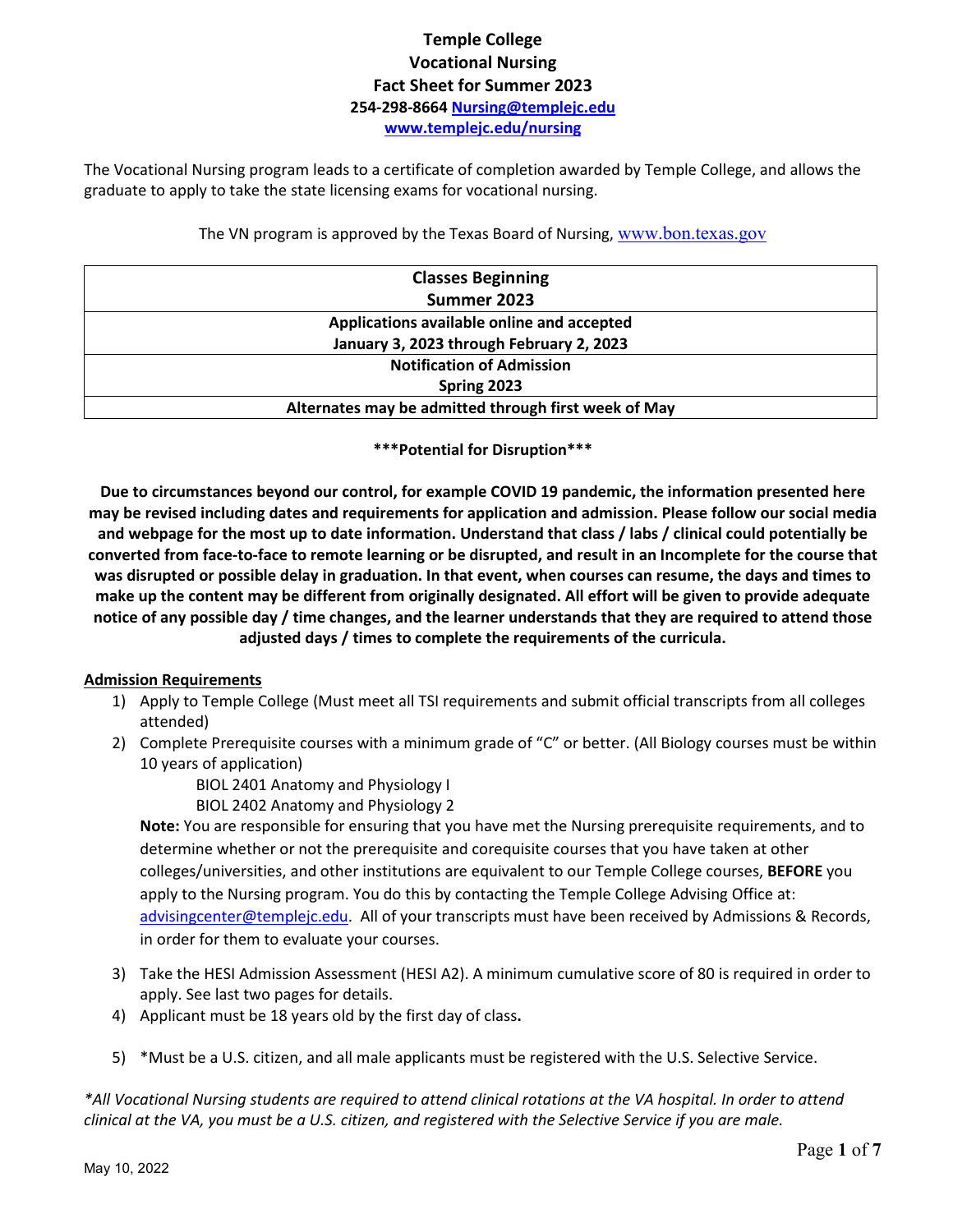# Temple College
## Vocational Nursing
## Fact Sheet for Summer 2023

**254-298-8664 [Nursing@templejc.edu](mailto:Nursing@templejc.edu)**
**[www.templejc.edu/nursing](http://www.templejc.edu/nursing)**

The Vocational Nursing program leads to a certificate of completion awarded by Temple College, and allows the graduate to apply to take the state licensing exams for vocational nursing.

The VN program is approved by the Texas Board of Nursing, [www.bon.texas.gov](http://www.bon.texas.gov)

| **Classes Beginning Summer 2023** |
|---|
| **Applications available online and accepted January 3, 2023 through February 2, 2023** |
| **Notification of Admission Spring 2023** |
| **Alternates may be admitted through first week of May** |

**\*\*\*Potential for Disruption\*\*\***

**Due to circumstances beyond our control, for example COVID 19 pandemic, the information presented here may be revised including dates and requirements for application and admission. Please follow our social media and webpage for the most up to date information. Understand that class / labs / clinical could potentially be converted from face-to-face to remote learning or be disrupted, and result in an Incomplete for the course that was disrupted or possible delay in graduation. In that event, when courses can resume, the days and times to make up the content may be different from originally designated. All effort will be given to provide adequate notice of any possible day / time changes, and the learner understands that they are required to attend those adjusted days / times to complete the requirements of the curricula.**

**Admission Requirements**

1) Apply to Temple College (Must meet all TSI requirements and submit official transcripts from all colleges attended)
2) Complete Prerequisite courses with a minimum grade of "C" or better. (All Biology courses must be within 10 years of application)
   - BIOL 2401 Anatomy and Physiology I
   - BIOL 2402 Anatomy and Physiology 2

   **Note:** You are responsible for ensuring that you have met the Nursing prerequisite requirements, and to determine whether or not the prerequisite and corequisite courses that you have taken at other colleges/universities, and other institutions are equivalent to our Temple College courses, **BEFORE** you apply to the Nursing program. You do this by contacting the Temple College Advising Office at: [advisingcenter@templejc.edu](mailto:advisingcenter@templejc.edu). All of your transcripts must have been received by Admissions & Records, in order for them to evaluate your courses.
3) Take the HESI Admission Assessment (HESI A2). A minimum cumulative score of 80 is required in order to apply. See last two pages for details.
4) Applicant must be 18 years old by the first day of class.
5) *Must be a U.S. citizen, and all male applicants must be registered with the U.S. Selective Service.

*\*All Vocational Nursing students are required to attend clinical rotations at the VA hospital. In order to attend clinical at the VA, you must be a U.S. citizen, and registered with the Selective Service if you are male.*

May 10, 2022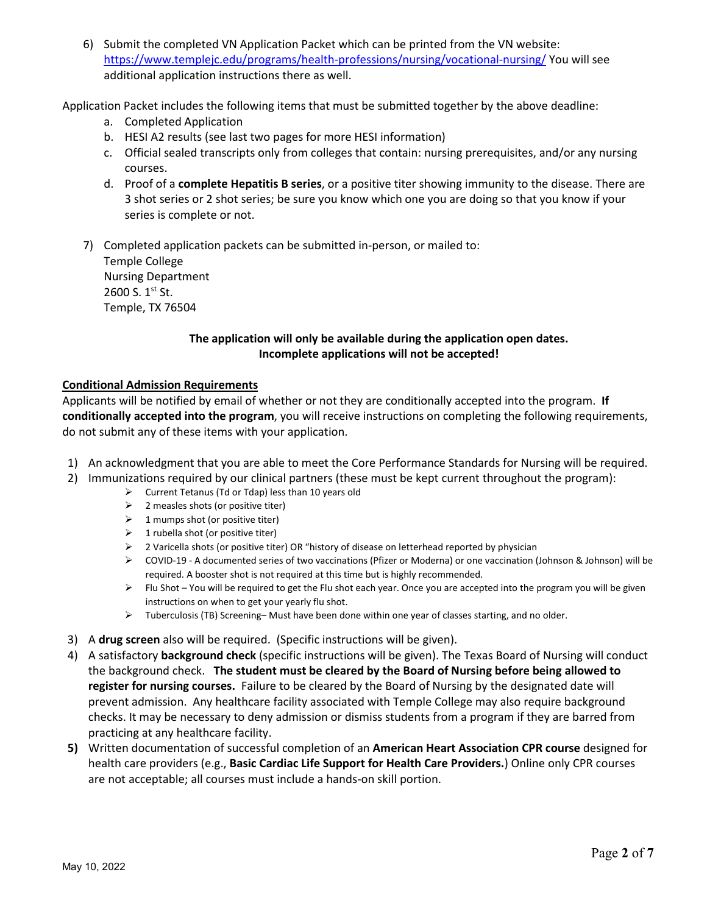6) Submit the completed VN Application Packet which can be printed from the VN website: https://www.templejc.edu/programs/health-professions/nursing/vocational-nursing/ You will see additional application instructions there as well.

Application Packet includes the following items that must be submitted together by the above deadline:

a. Completed Application
b. HESI A2 results (see last two pages for more HESI information)
c. Official sealed transcripts only from colleges that contain: nursing prerequisites, and/or any nursing courses.
d. Proof of a **complete Hepatitis B series**, or a positive titer showing immunity to the disease. There are 3 shot series or 2 shot series; be sure you know which one you are doing so that you know if your series is complete or not.

7) Completed application packets can be submitted in-person, or mailed to:
Temple College
Nursing Department
2600 S. 1st St.
Temple, TX 76504

**The application will only be available during the application open dates.**
**Incomplete applications will not be accepted!**

**Conditional Admission Requirements**

Applicants will be notified by email of whether or not they are conditionally accepted into the program. **If conditionally accepted into the program**, you will receive instructions on completing the following requirements, do not submit any of these items with your application.

1) An acknowledgment that you are able to meet the Core Performance Standards for Nursing will be required.
2) Immunizations required by our clinical partners (these must be kept current throughout the program):
   - Current Tetanus (Td or Tdap) less than 10 years old
   - 2 measles shots (or positive titer)
   - 1 mumps shot (or positive titer)
   - 1 rubella shot (or positive titer)
   - 2 Varicella shots (or positive titer) OR "history of disease on letterhead reported by physician
   - COVID-19 - A documented series of two vaccinations (Pfizer or Moderna) or one vaccination (Johnson & Johnson) will be required. A booster shot is not required at this time but is highly recommended.
   - Flu Shot – You will be required to get the Flu shot each year. Once you are accepted into the program you will be given instructions on when to get your yearly flu shot.
   - Tuberculosis (TB) Screening– Must have been done within one year of classes starting, and no older.
3) A **drug screen** also will be required. (Specific instructions will be given).
4) A satisfactory **background check** (specific instructions will be given). The Texas Board of Nursing will conduct the background check. **The student must be cleared by the Board of Nursing before being allowed to register for nursing courses.** Failure to be cleared by the Board of Nursing by the designated date will prevent admission. Any healthcare facility associated with Temple College may also require background checks. It may be necessary to deny admission or dismiss students from a program if they are barred from practicing at any healthcare facility.
5) Written documentation of successful completion of an **American Heart Association CPR course** designed for health care providers (e.g., **Basic Cardiac Life Support for Health Care Providers.**) Online only CPR courses are not acceptable; all courses must include a hands-on skill portion.

May 10, 2022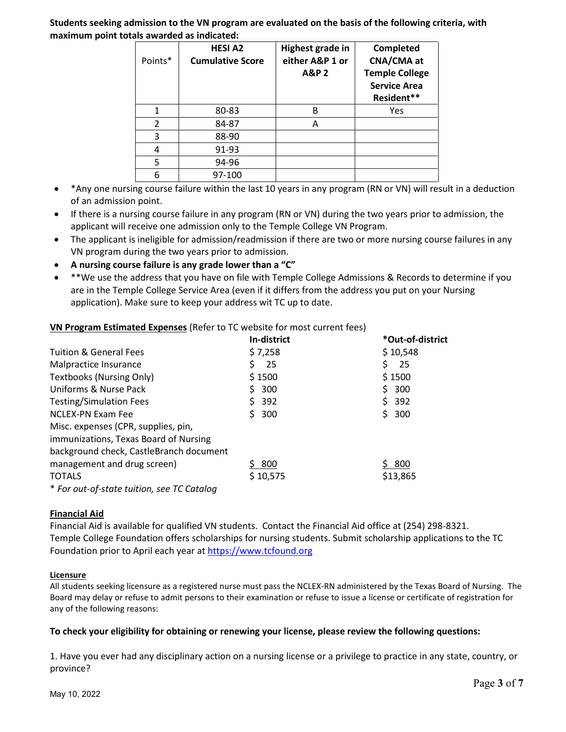**Students seeking admission to the VN program are evaluated on the basis of the following criteria, with maximum point totals awarded as indicated:**

| Points* | **HESI A2 Cumulative Score** | **Highest grade in either A&P 1 or A&P 2** | **Completed CNA/CMA at Temple College Service Area Resident**** |
|---|---|---|---|
| 1 | 80-83 | B | Yes |
| 2 | 84-87 | A | |
| 3 | 88-90 | | |
| 4 | 91-93 | | |
| 5 | 94-96 | | |
| 6 | 97-100 | | |

- *Any one nursing course failure within the last 10 years in any program (RN or VN) will result in a deduction of an admission point.
- If there is a nursing course failure in any program (RN or VN) during the two years prior to admission, the applicant will receive one admission only to the Temple College VN Program.
- The applicant is ineligible for admission/readmission if there are two or more nursing course failures in any VN program during the two years prior to admission.
- **A nursing course failure is any grade lower than a "C"**
- **We use the address that you have on file with Temple College Admissions & Records to determine if you are in the Temple College Service Area (even if it differs from the address you put on your Nursing application). Make sure to keep your address wit TC up to date.

**VN Program Estimated Expenses** (Refer to TC website for most current fees)

| | **In-district** | ***Out-of-district** |
|---|---|---|
| Tuition & General Fees | $ 7,258 | $ 10,548 |
| Malpractice Insurance | $ 25 | $ 25 |
| Textbooks (Nursing Only) | $ 1500 | $ 1500 |
| Uniforms & Nurse Pack | $ 300 | $ 300 |
| Testing/Simulation Fees | $ 392 | $ 392 |
| NCLEX-PN Exam Fee | $ 300 | $ 300 |
| Misc. expenses (CPR, supplies, pin, immunizations, Texas Board of Nursing background check, CastleBranch document management and drug screen) | $ 800 | $ 800 |
| TOTALS | $ 10,575 | $13,865 |

*\* For out-of-state tuition, see TC Catalog*

**Financial Aid**

Financial Aid is available for qualified VN students. Contact the Financial Aid office at (254) 298-8321. Temple College Foundation offers scholarships for nursing students. Submit scholarship applications to the TC Foundation prior to April each year at https://www.tcfound.org

**Licensure**

All students seeking licensure as a registered nurse must pass the NCLEX-RN administered by the Texas Board of Nursing. The Board may delay or refuse to admit persons to their examination or refuse to issue a license or certificate of registration for any of the following reasons:

**To check your eligibility for obtaining or renewing your license, please review the following questions:**

1. Have you ever had any disciplinary action on a nursing license or a privilege to practice in any state, country, or province?

May 10, 2022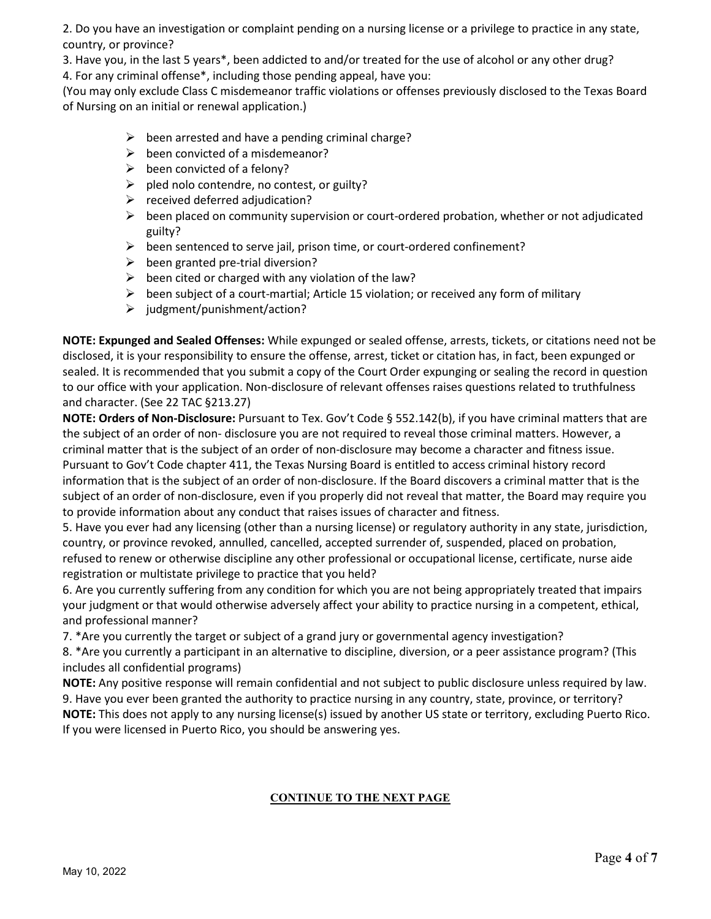2. Do you have an investigation or complaint pending on a nursing license or a privilege to practice in any state, country, or province?

3. Have you, in the last 5 years*, been addicted to and/or treated for the use of alcohol or any other drug?

4. For any criminal offense*, including those pending appeal, have you:
(You may only exclude Class C misdemeanor traffic violations or offenses previously disclosed to the Texas Board of Nursing on an initial or renewal application.)

- been arrested and have a pending criminal charge?
- been convicted of a misdemeanor?
- been convicted of a felony?
- pled nolo contendre, no contest, or guilty?
- received deferred adjudication?
- been placed on community supervision or court-ordered probation, whether or not adjudicated guilty?
- been sentenced to serve jail, prison time, or court-ordered confinement?
- been granted pre-trial diversion?
- been cited or charged with any violation of the law?
- been subject of a court-martial; Article 15 violation; or received any form of military
- judgment/punishment/action?

**NOTE: Expunged and Sealed Offenses:** While expunged or sealed offense, arrests, tickets, or citations need not be disclosed, it is your responsibility to ensure the offense, arrest, ticket or citation has, in fact, been expunged or sealed. It is recommended that you submit a copy of the Court Order expunging or sealing the record in question to our office with your application. Non-disclosure of relevant offenses raises questions related to truthfulness and character. (See 22 TAC §213.27)

**NOTE: Orders of Non-Disclosure:** Pursuant to Tex. Gov't Code § 552.142(b), if you have criminal matters that are the subject of an order of non- disclosure you are not required to reveal those criminal matters. However, a criminal matter that is the subject of an order of non-disclosure may become a character and fitness issue. Pursuant to Gov't Code chapter 411, the Texas Nursing Board is entitled to access criminal history record information that is the subject of an order of non-disclosure. If the Board discovers a criminal matter that is the subject of an order of non-disclosure, even if you properly did not reveal that matter, the Board may require you to provide information about any conduct that raises issues of character and fitness.

5. Have you ever had any licensing (other than a nursing license) or regulatory authority in any state, jurisdiction, country, or province revoked, annulled, cancelled, accepted surrender of, suspended, placed on probation, refused to renew or otherwise discipline any other professional or occupational license, certificate, nurse aide registration or multistate privilege to practice that you held?

6. Are you currently suffering from any condition for which you are not being appropriately treated that impairs your judgment or that would otherwise adversely affect your ability to practice nursing in a competent, ethical, and professional manner?

7. *Are you currently the target or subject of a grand jury or governmental agency investigation?

8. *Are you currently a participant in an alternative to discipline, diversion, or a peer assistance program? (This includes all confidential programs)

**NOTE:** Any positive response will remain confidential and not subject to public disclosure unless required by law.

9. Have you ever been granted the authority to practice nursing in any country, state, province, or territory?

**NOTE:** This does not apply to any nursing license(s) issued by another US state or territory, excluding Puerto Rico. If you were licensed in Puerto Rico, you should be answering yes.

**CONTINUE TO THE NEXT PAGE**

May 10, 2022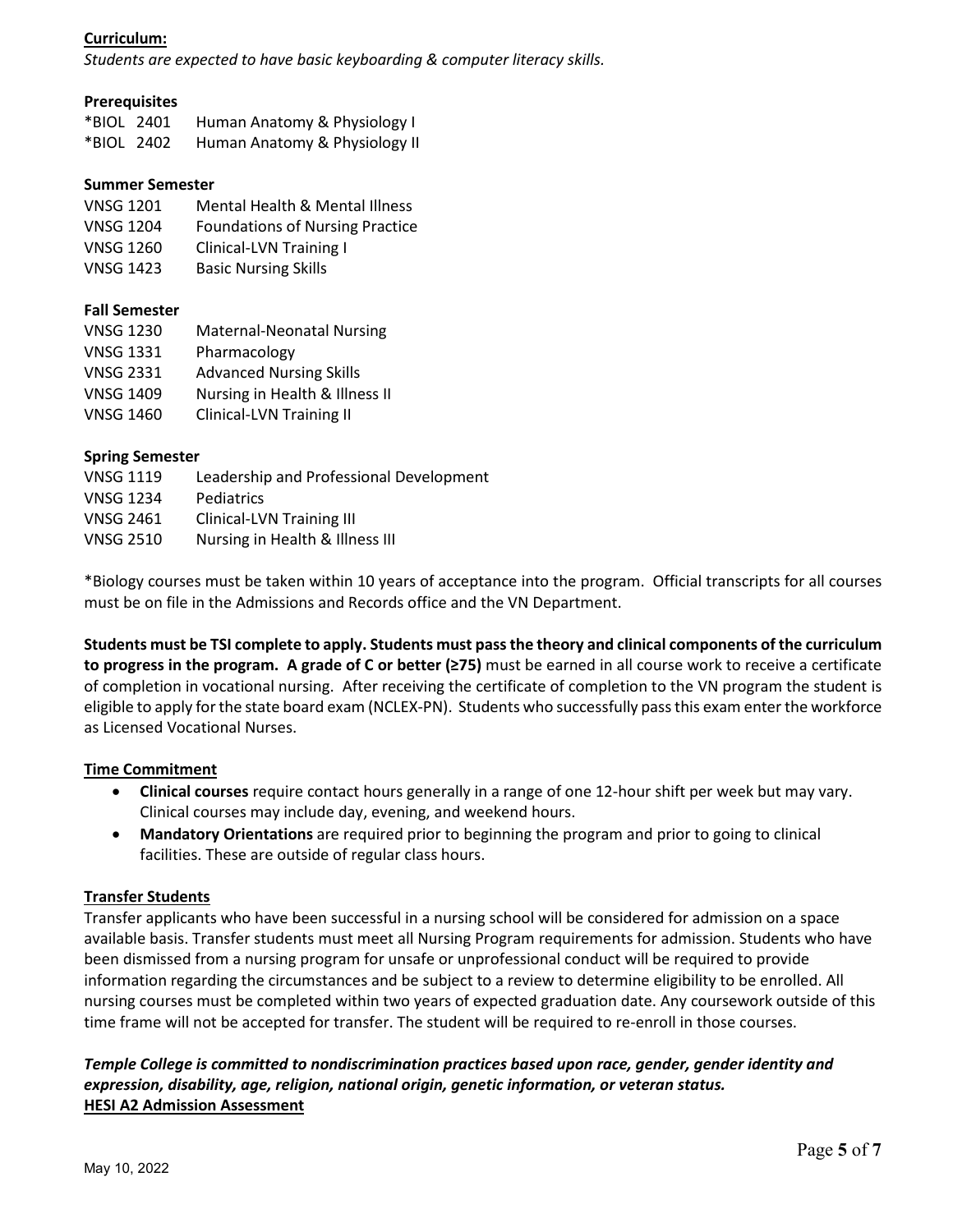## Curriculum:

*Students are expected to have basic keyboarding & computer literacy skills.*

### Prerequisites

| | |
|---|---|
| *BIOL 2401 | Human Anatomy & Physiology I |
| *BIOL 2402 | Human Anatomy & Physiology II |

### Summer Semester

| | |
|---|---|
| VNSG 1201 | Mental Health & Mental Illness |
| VNSG 1204 | Foundations of Nursing Practice |
| VNSG 1260 | Clinical-LVN Training I |
| VNSG 1423 | Basic Nursing Skills |

### Fall Semester

| | |
|---|---|
| VNSG 1230 | Maternal-Neonatal Nursing |
| VNSG 1331 | Pharmacology |
| VNSG 2331 | Advanced Nursing Skills |
| VNSG 1409 | Nursing in Health & Illness II |
| VNSG 1460 | Clinical-LVN Training II |

### Spring Semester

| | |
|---|---|
| VNSG 1119 | Leadership and Professional Development |
| VNSG 1234 | Pediatrics |
| VNSG 2461 | Clinical-LVN Training III |
| VNSG 2510 | Nursing in Health & Illness III |

*Biology courses must be taken within 10 years of acceptance into the program. Official transcripts for all courses must be on file in the Admissions and Records office and the VN Department.

**Students must be TSI complete to apply. Students must pass the theory and clinical components of the curriculum to progress in the program. A grade of C or better (≥75)** must be earned in all course work to receive a certificate of completion in vocational nursing. After receiving the certificate of completion to the VN program the student is eligible to apply for the state board exam (NCLEX-PN). Students who successfully pass this exam enter the workforce as Licensed Vocational Nurses.

## Time Commitment

- **Clinical courses** require contact hours generally in a range of one 12-hour shift per week but may vary. Clinical courses may include day, evening, and weekend hours.
- **Mandatory Orientations** are required prior to beginning the program and prior to going to clinical facilities. These are outside of regular class hours.

## Transfer Students

Transfer applicants who have been successful in a nursing school will be considered for admission on a space available basis. Transfer students must meet all Nursing Program requirements for admission. Students who have been dismissed from a nursing program for unsafe or unprofessional conduct will be required to provide information regarding the circumstances and be subject to a review to determine eligibility to be enrolled. All nursing courses must be completed within two years of expected graduation date. Any coursework outside of this time frame will not be accepted for transfer. The student will be required to re-enroll in those courses.

***Temple College is committed to nondiscrimination practices based upon race, gender, gender identity and expression, disability, age, religion, national origin, genetic information, or veteran status.***

## HESI A2 Admission Assessment

May 10, 2022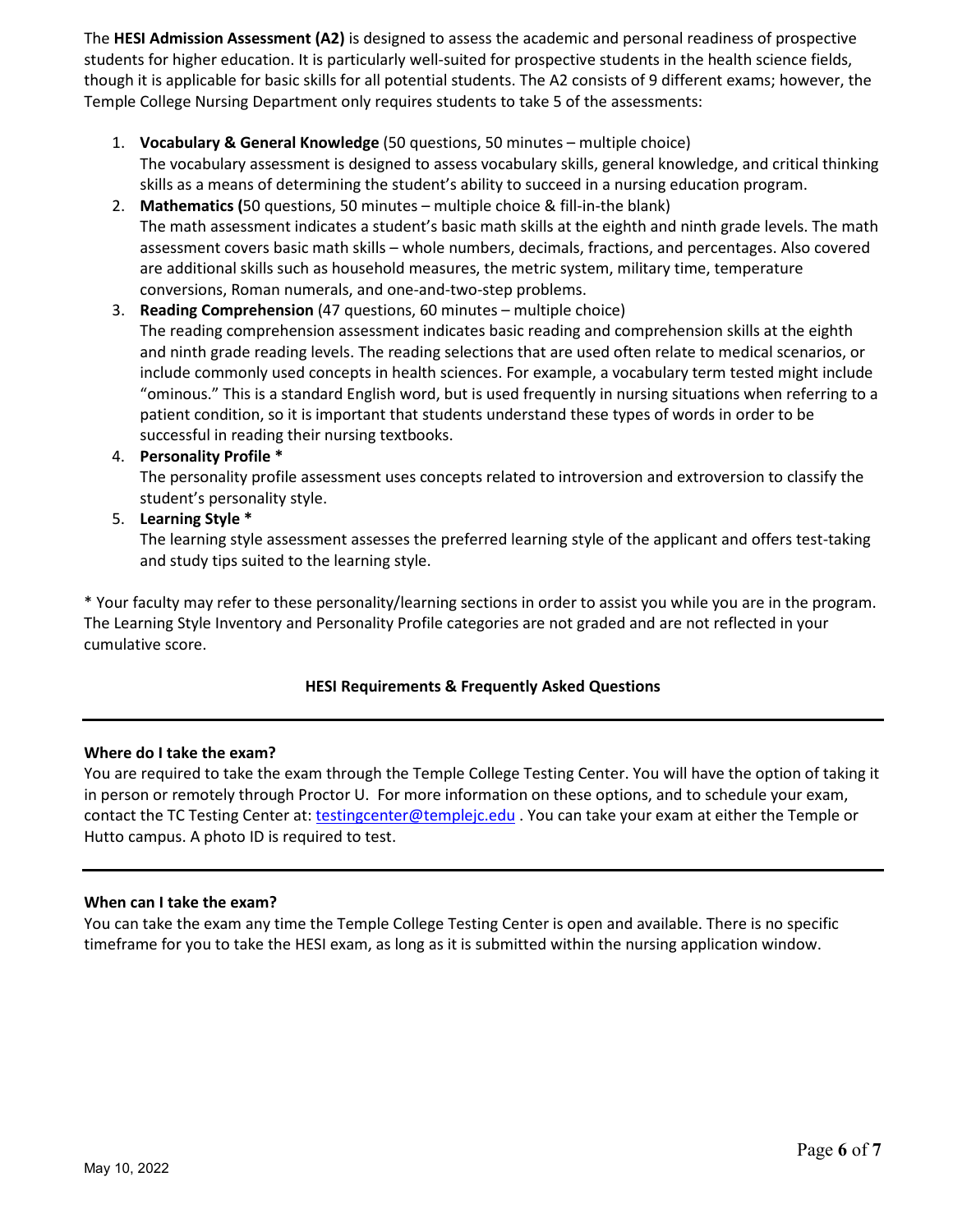The **HESI Admission Assessment (A2)** is designed to assess the academic and personal readiness of prospective students for higher education. It is particularly well-suited for prospective students in the health science fields, though it is applicable for basic skills for all potential students. The A2 consists of 9 different exams; however, the Temple College Nursing Department only requires students to take 5 of the assessments:

1. **Vocabulary & General Knowledge** (50 questions, 50 minutes – multiple choice)
   The vocabulary assessment is designed to assess vocabulary skills, general knowledge, and critical thinking skills as a means of determining the student's ability to succeed in a nursing education program.
2. **Mathematics (**50 questions, 50 minutes – multiple choice & fill-in-the blank)
   The math assessment indicates a student's basic math skills at the eighth and ninth grade levels. The math assessment covers basic math skills – whole numbers, decimals, fractions, and percentages. Also covered are additional skills such as household measures, the metric system, military time, temperature conversions, Roman numerals, and one-and-two-step problems.
3. **Reading Comprehension** (47 questions, 60 minutes – multiple choice)
   The reading comprehension assessment indicates basic reading and comprehension skills at the eighth and ninth grade reading levels. The reading selections that are used often relate to medical scenarios, or include commonly used concepts in health sciences. For example, a vocabulary term tested might include "ominous." This is a standard English word, but is used frequently in nursing situations when referring to a patient condition, so it is important that students understand these types of words in order to be successful in reading their nursing textbooks.
4. **Personality Profile \***
   The personality profile assessment uses concepts related to introversion and extroversion to classify the student's personality style.
5. **Learning Style \***
   The learning style assessment assesses the preferred learning style of the applicant and offers test-taking and study tips suited to the learning style.

\* Your faculty may refer to these personality/learning sections in order to assist you while you are in the program. The Learning Style Inventory and Personality Profile categories are not graded and are not reflected in your cumulative score.

## HESI Requirements & Frequently Asked Questions

---

**Where do I take the exam?**

You are required to take the exam through the Temple College Testing Center. You will have the option of taking it in person or remotely through Proctor U. For more information on these options, and to schedule your exam, contact the TC Testing Center at: testingcenter@templejc.edu . You can take your exam at either the Temple or Hutto campus. A photo ID is required to test.

---

**When can I take the exam?**

You can take the exam any time the Temple College Testing Center is open and available. There is no specific timeframe for you to take the HESI exam, as long as it is submitted within the nursing application window.

May 10, 2022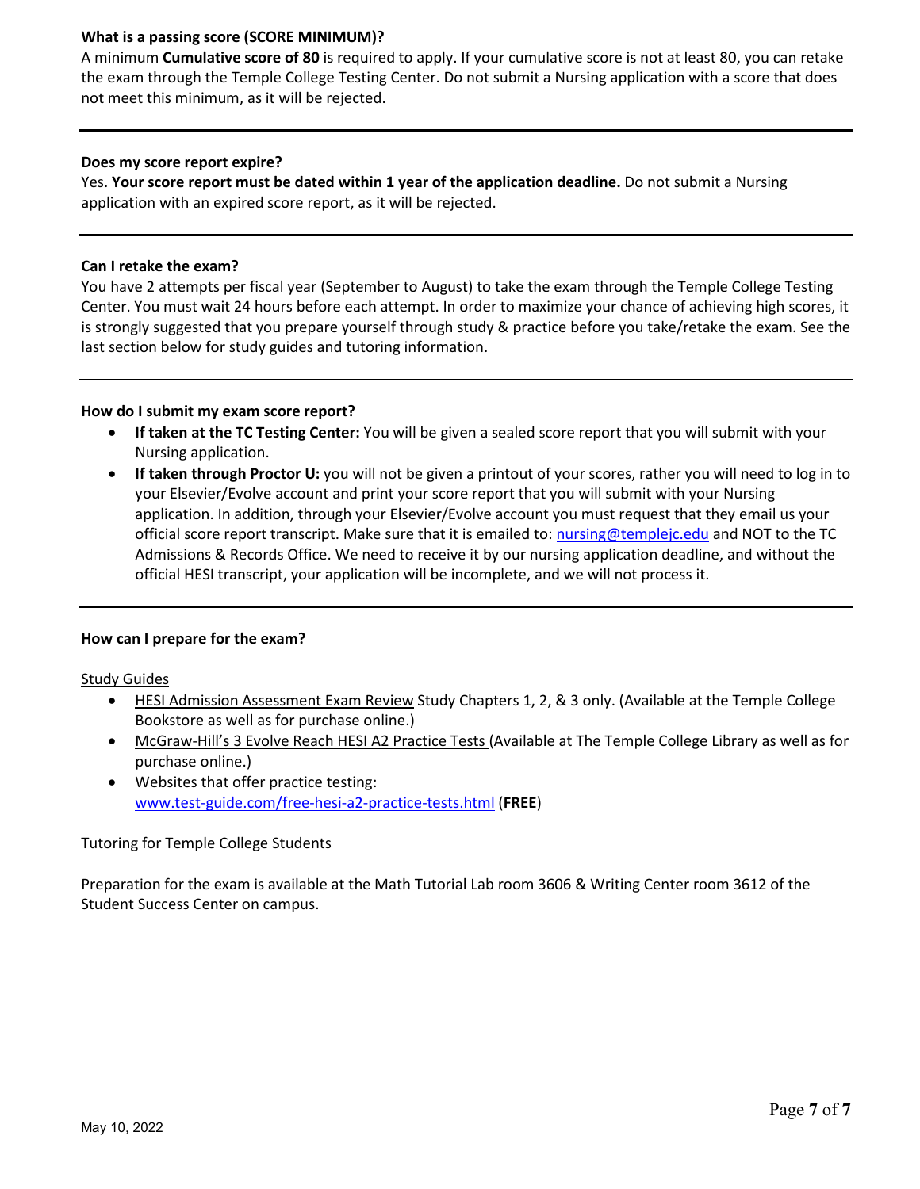**What is a passing score (SCORE MINIMUM)?**

A minimum **Cumulative score of 80** is required to apply. If your cumulative score is not at least 80, you can retake the exam through the Temple College Testing Center. Do not submit a Nursing application with a score that does not meet this minimum, as it will be rejected.

---

**Does my score report expire?**

Yes. **Your score report must be dated within 1 year of the application deadline.** Do not submit a Nursing application with an expired score report, as it will be rejected.

---

**Can I retake the exam?**

You have 2 attempts per fiscal year (September to August) to take the exam through the Temple College Testing Center. You must wait 24 hours before each attempt. In order to maximize your chance of achieving high scores, it is strongly suggested that you prepare yourself through study & practice before you take/retake the exam. See the last section below for study guides and tutoring information.

---

**How do I submit my exam score report?**

- **If taken at the TC Testing Center:** You will be given a sealed score report that you will submit with your Nursing application.
- **If taken through Proctor U:** you will not be given a printout of your scores, rather you will need to log in to your Elsevier/Evolve account and print your score report that you will submit with your Nursing application. In addition, through your Elsevier/Evolve account you must request that they email us your official score report transcript. Make sure that it is emailed to: nursing@templejc.edu and NOT to the TC Admissions & Records Office. We need to receive it by our nursing application deadline, and without the official HESI transcript, your application will be incomplete, and we will not process it.

---

**How can I prepare for the exam?**

Study Guides

- HESI Admission Assessment Exam Review Study Chapters 1, 2, & 3 only. (Available at the Temple College Bookstore as well as for purchase online.)
- McGraw-Hill's 3 Evolve Reach HESI A2 Practice Tests (Available at The Temple College Library as well as for purchase online.)
- Websites that offer practice testing:
  www.test-guide.com/free-hesi-a2-practice-tests.html (**FREE**)

Tutoring for Temple College Students

Preparation for the exam is available at the Math Tutorial Lab room 3606 & Writing Center room 3612 of the Student Success Center on campus.

May 10, 2022